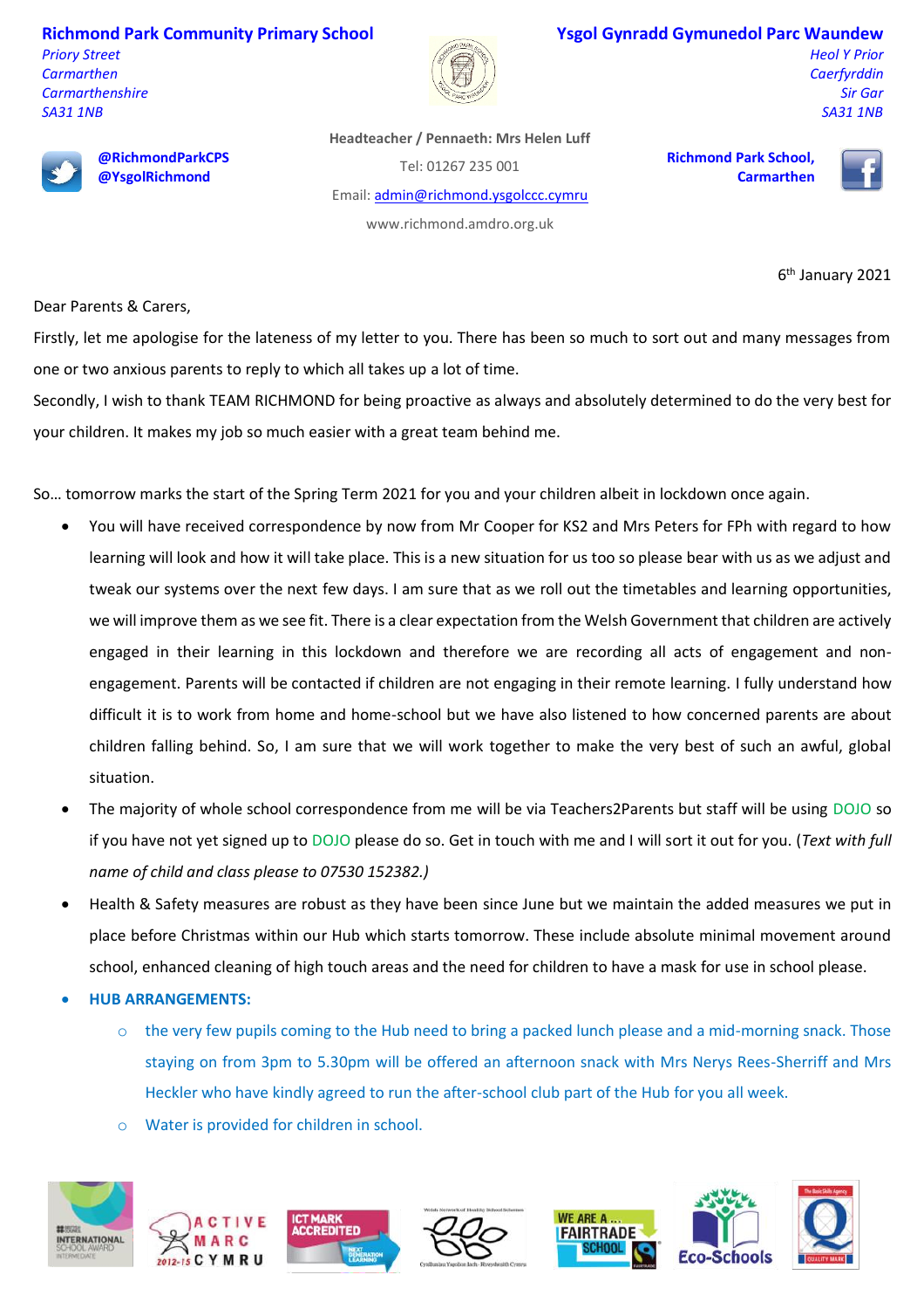**Richmond Park Community Primary School**
*Priory Street*
*Carmarthen*
*Carmarthenshire*
*SA31 1NB*

**Ysgol Gynradd Gymunedol Parc Waundew**
*Heol Y Prior*
*Caerfyrddin*
*Sir Gar*
*SA31 1NB*

**@RichmondParkCPS**
**@YsgolRichmond**

**Headteacher / Pennaeth: Mrs Helen Luff**
Tel: 01267 235 001
Email: admin@richmond.ysgolccc.cymru
www.richmond.amdro.org.uk

**Richmond Park School, Carmarthen**

6th January 2021

Dear Parents & Carers,

Firstly, let me apologise for the lateness of my letter to you. There has been so much to sort out and many messages from one or two anxious parents to reply to which all takes up a lot of time.

Secondly, I wish to thank TEAM RICHMOND for being proactive as always and absolutely determined to do the very best for your children. It makes my job so much easier with a great team behind me.

So… tomorrow marks the start of the Spring Term 2021 for you and your children albeit in lockdown once again.

- You will have received correspondence by now from Mr Cooper for KS2 and Mrs Peters for FPh with regard to how learning will look and how it will take place. This is a new situation for us too so please bear with us as we adjust and tweak our systems over the next few days. I am sure that as we roll out the timetables and learning opportunities, we will improve them as we see fit. There is a clear expectation from the Welsh Government that children are actively engaged in their learning in this lockdown and therefore we are recording all acts of engagement and non-engagement. Parents will be contacted if children are not engaging in their remote learning. I fully understand how difficult it is to work from home and home-school but we have also listened to how concerned parents are about children falling behind. So, I am sure that we will work together to make the very best of such an awful, global situation.
- The majority of whole school correspondence from me will be via Teachers2Parents but staff will be using DOJO so if you have not yet signed up to DOJO please do so. Get in touch with me and I will sort it out for you. (*Text with full name of child and class please to 07530 152382.)*
- Health & Safety measures are robust as they have been since June but we maintain the added measures we put in place before Christmas within our Hub which starts tomorrow. These include absolute minimal movement around school, enhanced cleaning of high touch areas and the need for children to have a mask for use in school please.
- **HUB ARRANGEMENTS:**
  - the very few pupils coming to the Hub need to bring a packed lunch please and a mid-morning snack. Those staying on from 3pm to 5.30pm will be offered an afternoon snack with Mrs Nerys Rees-Sherriff and Mrs Heckler who have kindly agreed to run the after-school club part of the Hub for you all week.
  - Water is provided for children in school.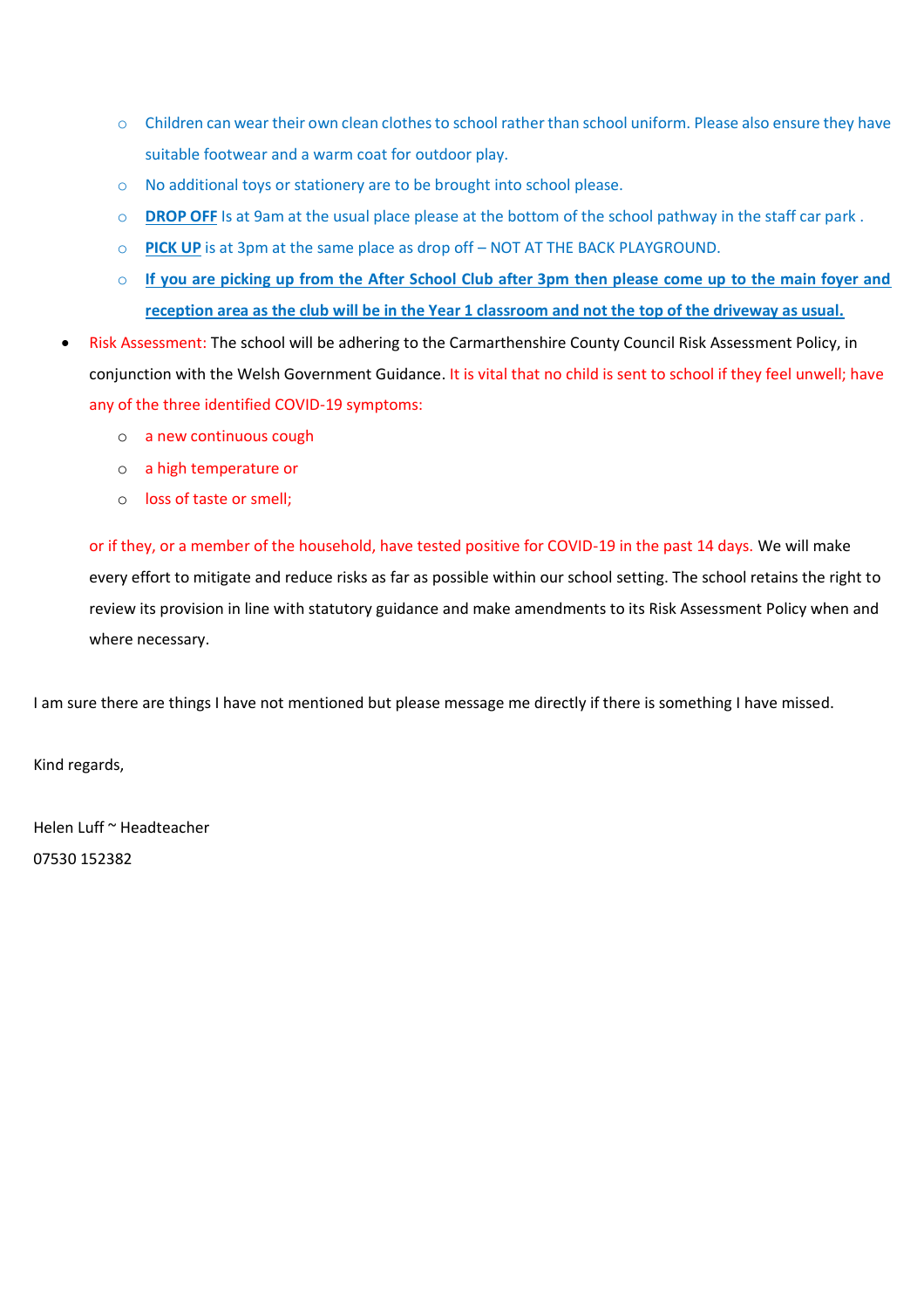- Children can wear their own clean clothes to school rather than school uniform. Please also ensure they have suitable footwear and a warm coat for outdoor play.
  - No additional toys or stationery are to be brought into school please.
  - **DROP OFF** Is at 9am at the usual place please at the bottom of the school pathway in the staff car park .
  - **PICK UP** is at 3pm at the same place as drop off – NOT AT THE BACK PLAYGROUND.
  - **If you are picking up from the After School Club after 3pm then please come up to the main foyer and reception area as the club will be in the Year 1 classroom and not the top of the driveway as usual.**

- Risk Assessment: The school will be adhering to the Carmarthenshire County Council Risk Assessment Policy, in conjunction with the Welsh Government Guidance. It is vital that no child is sent to school if they feel unwell; have any of the three identified COVID-19 symptoms:
  - a new continuous cough
  - a high temperature or
  - loss of taste or smell;

  or if they, or a member of the household, have tested positive for COVID-19 in the past 14 days. We will make every effort to mitigate and reduce risks as far as possible within our school setting. The school retains the right to review its provision in line with statutory guidance and make amendments to its Risk Assessment Policy when and where necessary.

I am sure there are things I have not mentioned but please message me directly if there is something I have missed.

Kind regards,

Helen Luff ~ Headteacher
07530 152382